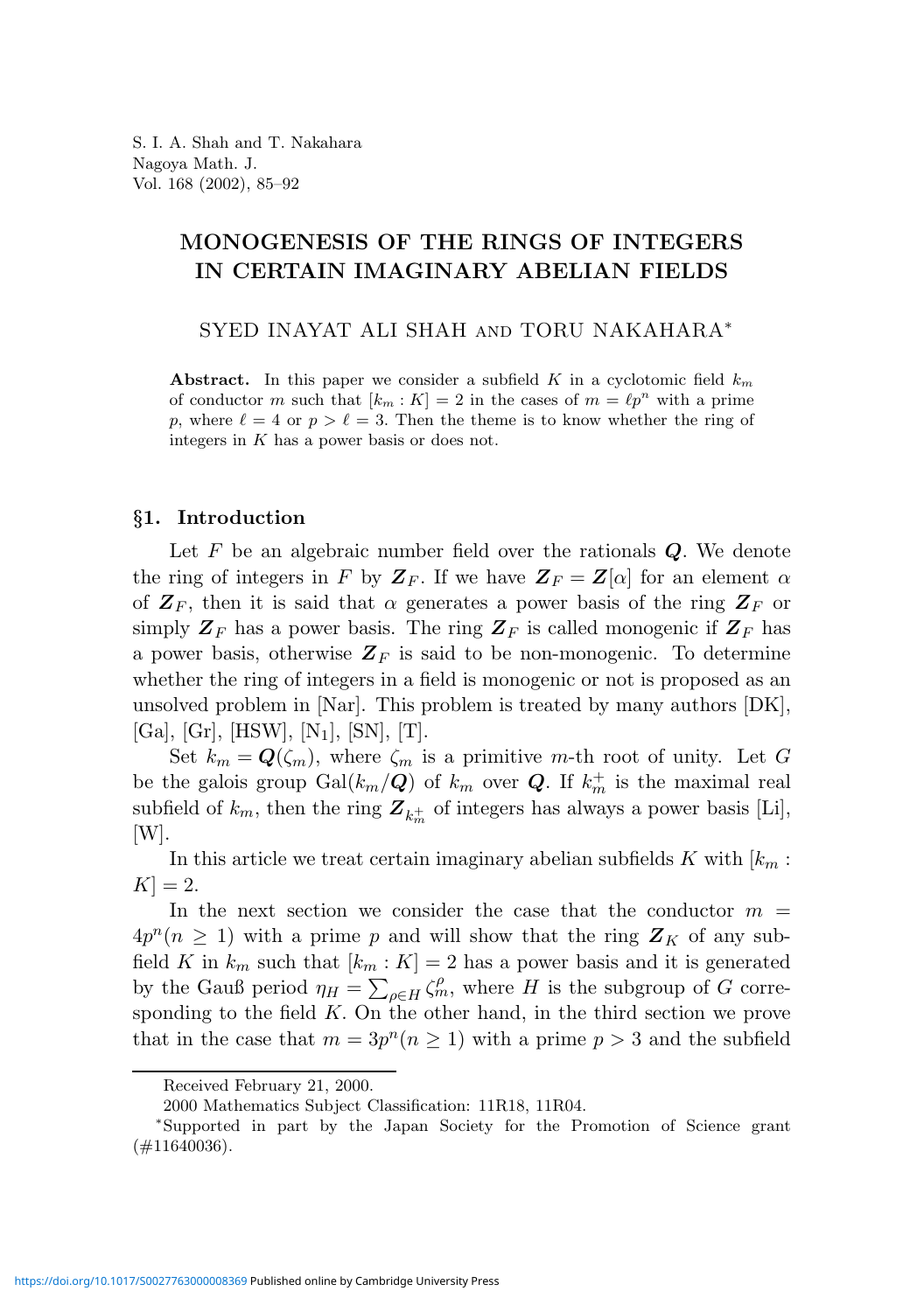S. I. A. Shah and T. Nakahara
Nagoya Math. J.
Vol. 168 (2002), 85–92

# MONOGENESIS OF THE RINGS OF INTEGERS IN CERTAIN IMAGINARY ABELIAN FIELDS

SYED INAYAT ALI SHAH AND TORU NAKAHARA*

**Abstract.** In this paper we consider a subfield $K$ in a cyclotomic field $k_m$ of conductor $m$ such that $[k_m : K] = 2$ in the cases of $m = \ell p^n$ with a prime $p$, where $\ell = 4$ or $p > \ell = 3$. Then the theme is to know whether the ring of integers in $K$ has a power basis or does not.

## §1. Introduction

Let $F$ be an algebraic number field over the rationals $\boldsymbol{Q}$. We denote the ring of integers in $F$ by $\boldsymbol{Z}_F$. If we have $\boldsymbol{Z}_F = \boldsymbol{Z}[\alpha]$ for an element $\alpha$ of $\boldsymbol{Z}_F$, then it is said that $\alpha$ generates a power basis of the ring $\boldsymbol{Z}_F$ or simply $\boldsymbol{Z}_F$ has a power basis. The ring $\boldsymbol{Z}_F$ is called monogenic if $\boldsymbol{Z}_F$ has a power basis, otherwise $\boldsymbol{Z}_F$ is said to be non-monogenic. To determine whether the ring of integers in a field is monogenic or not is proposed as an unsolved problem in [Nar]. This problem is treated by many authors [DK], [Ga], [Gr], [HSW], [N$_1$], [SN], [T].

Set $k_m = \boldsymbol{Q}(\zeta_m)$, where $\zeta_m$ is a primitive $m$-th root of unity. Let $G$ be the galois group $\mathrm{Gal}(k_m/\boldsymbol{Q})$ of $k_m$ over $\boldsymbol{Q}$. If $k_m^+$ is the maximal real subfield of $k_m$, then the ring $\boldsymbol{Z}_{k_m^+}$ of integers has always a power basis [Li], [W].

In this article we treat certain imaginary abelian subfields $K$ with $[k_m : K] = 2$.

In the next section we consider the case that the conductor $m = 4p^n (n \geq 1)$ with a prime $p$ and will show that the ring $\boldsymbol{Z}_K$ of any subfield $K$ in $k_m$ such that $[k_m : K] = 2$ has a power basis and it is generated by the Gauß period $\eta_H = \sum_{\rho \in H} \zeta_m^\rho$, where $H$ is the subgroup of $G$ corresponding to the field $K$. On the other hand, in the third section we prove that in the case that $m = 3p^n (n \geq 1)$ with a prime $p > 3$ and the subfield

Received February 21, 2000.

2000 Mathematics Subject Classification: 11R18, 11R04.

*Supported in part by the Japan Society for the Promotion of Science grant (#11640036).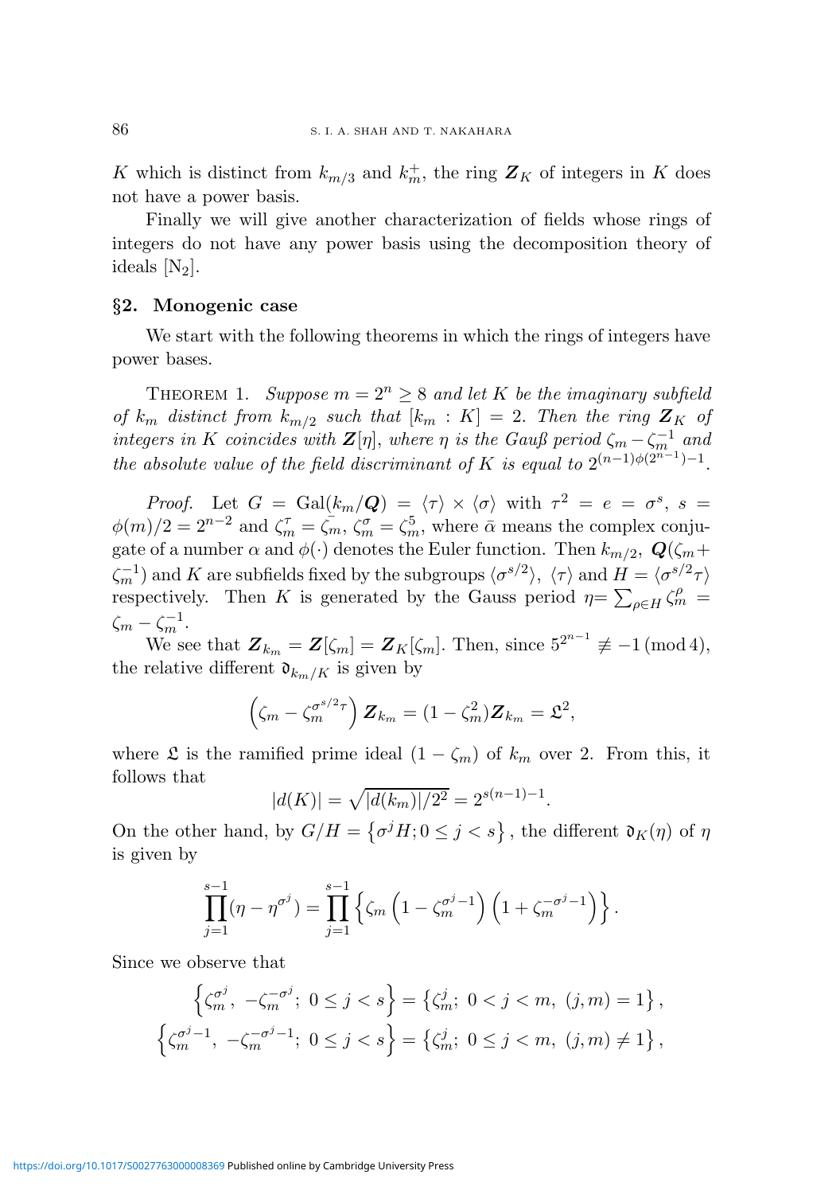$K$ which is distinct from $k_{m/3}$ and $k_m^+$, the ring $\boldsymbol{Z}_K$ of integers in $K$ does not have a power basis.

Finally we will give another characterization of fields whose rings of integers do not have any power basis using the decomposition theory of ideals [N$_2$].

## §2. Monogenic case

We start with the following theorems in which the rings of integers have power bases.

THEOREM 1. *Suppose $m = 2^n \geq 8$ and let $K$ be the imaginary subfield of $k_m$ distinct from $k_{m/2}$ such that $[k_m : K] = 2$. Then the ring $\boldsymbol{Z}_K$ of integers in $K$ coincides with $\boldsymbol{Z}[\eta]$, where $\eta$ is the Gauß period $\zeta_m - \zeta_m^{-1}$ and the absolute value of the field discriminant of $K$ is equal to $2^{(n-1)\phi(2^{n-1})-1}$.*

*Proof.* Let $G = \mathrm{Gal}(k_m/\boldsymbol{Q}) = \langle\tau\rangle \times \langle\sigma\rangle$ with $\tau^2 = e = \sigma^s$, $s = \phi(m)/2 = 2^{n-2}$ and $\zeta_m^\tau = \bar{\zeta_m}$, $\zeta_m^\sigma = \zeta_m^5$, where $\bar{\alpha}$ means the complex conjugate of a number $\alpha$ and $\phi(\cdot)$ denotes the Euler function. Then $k_{m/2}$, $\boldsymbol{Q}(\zeta_m + \zeta_m^{-1})$ and $K$ are subfields fixed by the subgroups $\langle\sigma^{s/2}\rangle$, $\langle\tau\rangle$ and $H = \langle\sigma^{s/2}\tau\rangle$ respectively. Then $K$ is generated by the Gauss period $\eta = \sum_{\rho\in H}\zeta_m^\rho = \zeta_m - \zeta_m^{-1}$.

We see that $\boldsymbol{Z}_{k_m} = \boldsymbol{Z}[\zeta_m] = \boldsymbol{Z}_K[\zeta_m]$. Then, since $5^{2^{n-1}} \not\equiv -1 \pmod 4$, the relative different $\mathfrak{d}_{k_m/K}$ is given by

$$\left(\zeta_m - \zeta_m^{\sigma^{s/2}\tau}\right)\boldsymbol{Z}_{k_m} = (1-\zeta_m^2)\boldsymbol{Z}_{k_m} = \mathfrak{L}^2,$$

where $\mathfrak{L}$ is the ramified prime ideal $(1-\zeta_m)$ of $k_m$ over 2. From this, it follows that

$$|d(K)| = \sqrt{|d(k_m)|/2^2} = 2^{s(n-1)-1}.$$

On the other hand, by $G/H = \left\{\sigma^j H; 0 \leq j < s\right\}$, the different $\mathfrak{d}_K(\eta)$ of $\eta$ is given by

$$\prod_{j=1}^{s-1}(\eta - \eta^{\sigma^j}) = \prod_{j=1}^{s-1}\left\{\zeta_m\left(1-\zeta_m^{\sigma^j-1}\right)\left(1+\zeta_m^{-\sigma^j-1}\right)\right\}.$$

Since we observe that

$$\left\{\zeta_m^{\sigma^j},\ -\zeta_m^{-\sigma^j};\ 0 \leq j < s\right\} = \left\{\zeta_m^j;\ 0 < j < m,\ (j,m) = 1\right\},$$

$$\left\{\zeta_m^{\sigma^j-1},\ -\zeta_m^{-\sigma^j-1};\ 0 \leq j < s\right\} = \left\{\zeta_m^j;\ 0 \leq j < m,\ (j,m) \neq 1\right\},$$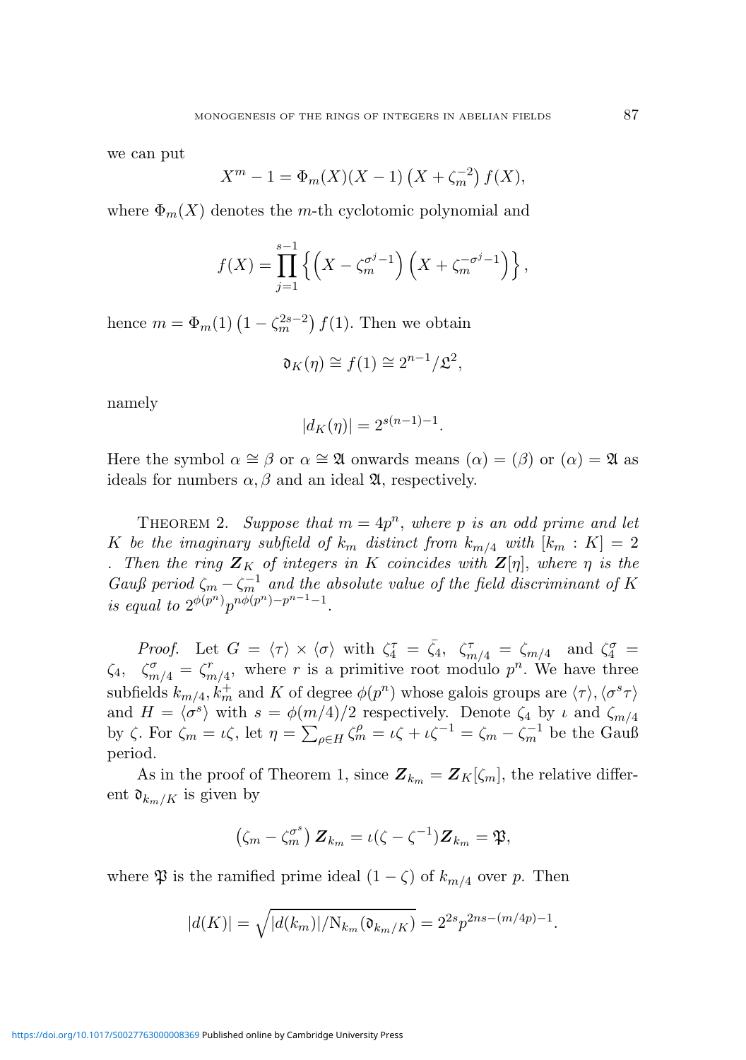we can put

$$X^m - 1 = \Phi_m(X)(X-1)\left(X+\zeta_m^{-2}\right)f(X),$$

where $\Phi_m(X)$ denotes the $m$-th cyclotomic polynomial and

$$f(X) = \prod_{j=1}^{s-1}\left\{\left(X-\zeta_m^{\sigma^j-1}\right)\left(X+\zeta_m^{-\sigma^j-1}\right)\right\},$$

hence $m = \Phi_m(1)\left(1-\zeta_m^{2s-2}\right)f(1)$. Then we obtain

$$\mathfrak{d}_K(\eta) \cong f(1) \cong 2^{n-1}/\mathfrak{L}^2,$$

namely

$$|d_K(\eta)| = 2^{s(n-1)-1}.$$

Here the symbol $\alpha \cong \beta$ or $\alpha \cong \mathfrak{A}$ onwards means $(\alpha) = (\beta)$ or $(\alpha) = \mathfrak{A}$ as ideals for numbers $\alpha, \beta$ and an ideal $\mathfrak{A}$, respectively.

Theorem 2. *Suppose that $m = 4p^n$, where $p$ is an odd prime and let $K$ be the imaginary subfield of $k_m$ distinct from $k_{m/4}$ with $[k_m : K] = 2$ . Then the ring $\boldsymbol{Z}_K$ of integers in $K$ coincides with $\boldsymbol{Z}[\eta]$, where $\eta$ is the Gauß period $\zeta_m - \zeta_m^{-1}$ and the absolute value of the field discriminant of $K$ is equal to $2^{\phi(p^n)}p^{n\phi(p^n)-p^{n-1}-1}$.*

*Proof.* Let $G = \langle\tau\rangle \times \langle\sigma\rangle$ with $\zeta_4^\tau = \bar{\zeta}_4$, $\zeta_{m/4}^\tau = \zeta_{m/4}$ and $\zeta_4^\sigma = \zeta_4$, $\zeta_{m/4}^\sigma = \zeta_{m/4}^r$, where $r$ is a primitive root modulo $p^n$. We have three subfields $k_{m/4}, k_m^+$ and $K$ of degree $\phi(p^n)$ whose galois groups are $\langle\tau\rangle, \langle\sigma^s\tau\rangle$ and $H = \langle\sigma^s\rangle$ with $s = \phi(m/4)/2$ respectively. Denote $\zeta_4$ by $\iota$ and $\zeta_{m/4}$ by $\zeta$. For $\zeta_m = \iota\zeta$, let $\eta = \sum_{\rho\in H}\zeta_m^\rho = \iota\zeta + \iota\zeta^{-1} = \zeta_m - \zeta_m^{-1}$ be the Gauß period.

As in the proof of Theorem 1, since $\boldsymbol{Z}_{k_m} = \boldsymbol{Z}_K[\zeta_m]$, the relative different $\mathfrak{d}_{k_m/K}$ is given by

$$\left(\zeta_m - \zeta_m^{\sigma^s}\right)\boldsymbol{Z}_{k_m} = \iota(\zeta-\zeta^{-1})\boldsymbol{Z}_{k_m} = \mathfrak{P},$$

where $\mathfrak{P}$ is the ramified prime ideal $(1-\zeta)$ of $k_{m/4}$ over $p$. Then

$$|d(K)| = \sqrt{|d(k_m)|/\mathrm{N}_{k_m}(\mathfrak{d}_{k_m/K})} = 2^{2s}p^{2ns-(m/4p)-1}.$$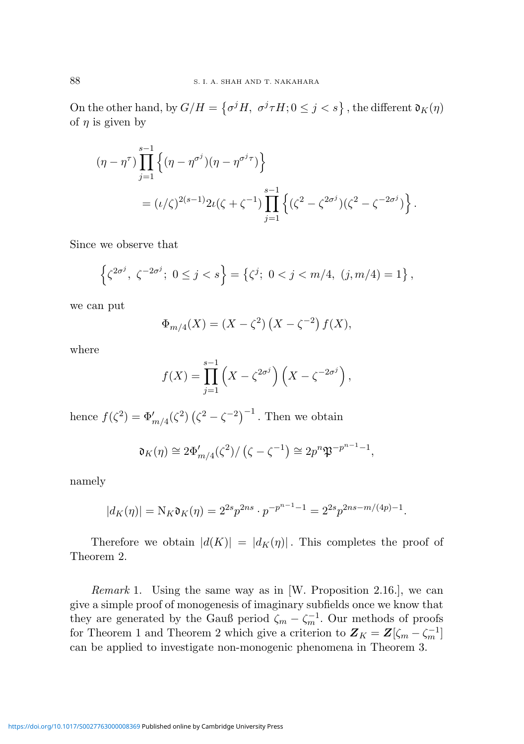On the other hand, by $G/H = \left\{\sigma^j H,\ \sigma^j\tau H; 0 \le j < s\right\}$, the different $\mathfrak{d}_K(\eta)$ of $\eta$ is given by

$$
\begin{aligned}
(\eta - \eta^{\tau}) &\prod_{j=1}^{s-1} \left\{ (\eta - \eta^{\sigma^j})(\eta - \eta^{\sigma^j \tau}) \right\} \\
&= (\iota/\zeta)^{2(s-1)} 2\iota(\zeta + \zeta^{-1}) \prod_{j=1}^{s-1} \left\{ (\zeta^2 - \zeta^{2\sigma^j})(\zeta^2 - \zeta^{-2\sigma^j}) \right\}.
\end{aligned}
$$

Since we observe that

$$
\left\{ \zeta^{2\sigma^j},\ \zeta^{-2\sigma^j};\ 0 \le j < s \right\} = \left\{ \zeta^j;\ 0 < j < m/4,\ (j, m/4) = 1 \right\},
$$

we can put

$$
\Phi_{m/4}(X) = (X - \zeta^2)\left(X - \zeta^{-2}\right) f(X),
$$

where

$$
f(X) = \prod_{j=1}^{s-1} \left(X - \zeta^{2\sigma^j}\right)\left(X - \zeta^{-2\sigma^j}\right),
$$

hence $f(\zeta^2) = \Phi'_{m/4}(\zeta^2)\left(\zeta^2 - \zeta^{-2}\right)^{-1}$. Then we obtain

$$
\mathfrak{d}_K(\eta) \cong 2\Phi'_{m/4}(\zeta^2) / \left(\zeta - \zeta^{-1}\right) \cong 2p^n \mathfrak{P}^{-p^{n-1}-1},
$$

namely

$$
|d_K(\eta)| = \mathrm{N}_K \mathfrak{d}_K(\eta) = 2^{2s} p^{2ns} \cdot p^{-p^{n-1}-1} = 2^{2s} p^{2ns - m/(4p) - 1}.
$$

Therefore we obtain $|d(K)| = |d_K(\eta)|$. This completes the proof of Theorem 2.

*Remark* 1. Using the same way as in [W. Proposition 2.16.], we can give a simple proof of monogenesis of imaginary subfields once we know that they are generated by the Gauß period $\zeta_m - \zeta_m^{-1}$. Our methods of proofs for Theorem 1 and Theorem 2 which give a criterion to $\boldsymbol{Z}_K = \boldsymbol{Z}[\zeta_m - \zeta_m^{-1}]$ can be applied to investigate non-monogenic phenomena in Theorem 3.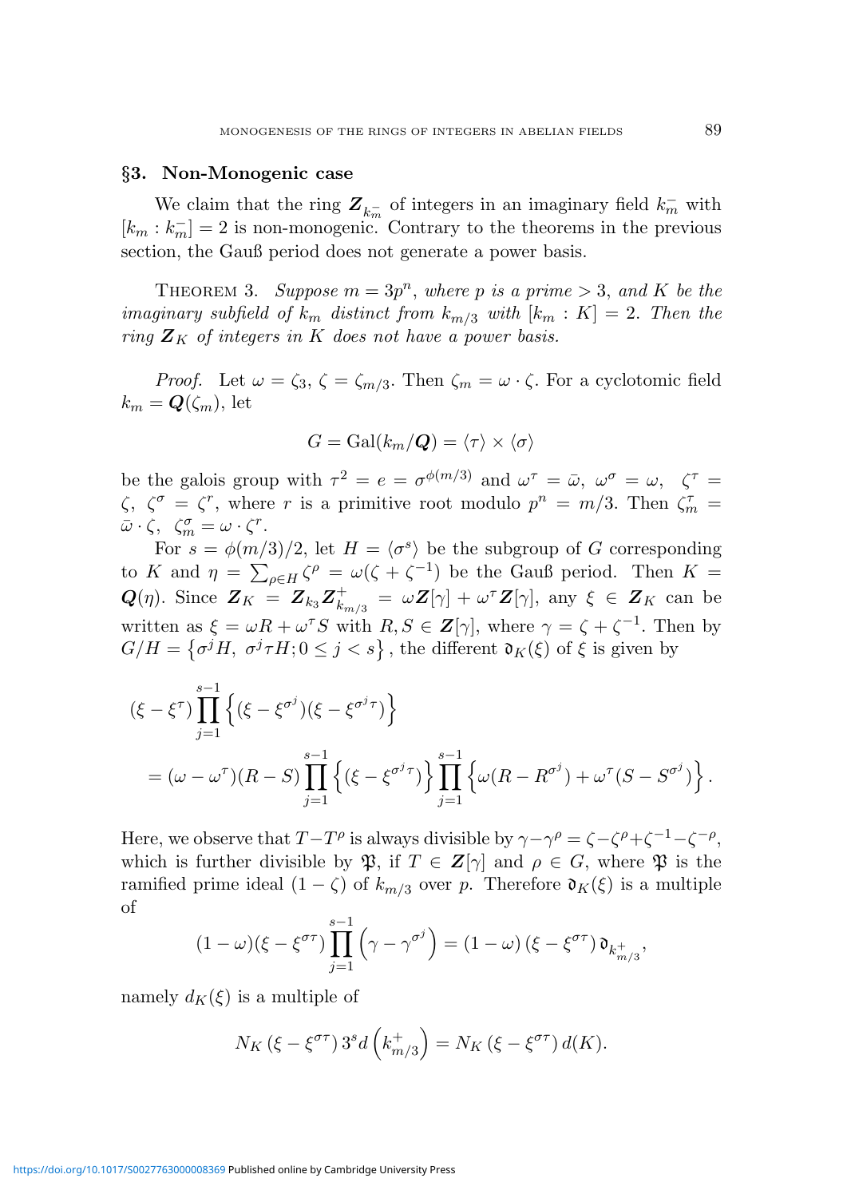## §3. Non-Monogenic case

We claim that the ring $\boldsymbol{Z}_{k_m^-}$ of integers in an imaginary field $k_m^-$ with $[k_m : k_m^-] = 2$ is non-monogenic. Contrary to the theorems in the previous section, the Gauß period does not generate a power basis.

Theorem 3. *Suppose $m = 3p^n$, where $p$ is a prime $> 3$, and $K$ be the imaginary subfield of $k_m$ distinct from $k_{m/3}$ with $[k_m : K] = 2$. Then the ring $\boldsymbol{Z}_K$ of integers in $K$ does not have a power basis.*

*Proof.* Let $\omega = \zeta_3$, $\zeta = \zeta_{m/3}$. Then $\zeta_m = \omega \cdot \zeta$. For a cyclotomic field $k_m = \boldsymbol{Q}(\zeta_m)$, let

$$G = \mathrm{Gal}(k_m/\boldsymbol{Q}) = \langle \tau \rangle \times \langle \sigma \rangle$$

be the galois group with $\tau^2 = e = \sigma^{\phi(m/3)}$ and $\omega^\tau = \bar{\omega}$, $\omega^\sigma = \omega$, $\zeta^\tau = \zeta$, $\zeta^\sigma = \zeta^r$, where $r$ is a primitive root modulo $p^n = m/3$. Then $\zeta_m^\tau = \bar{\omega} \cdot \zeta$, $\zeta_m^\sigma = \omega \cdot \zeta^r$.

For $s = \phi(m/3)/2$, let $H = \langle \sigma^s \rangle$ be the subgroup of $G$ corresponding to $K$ and $\eta = \sum_{\rho \in H} \zeta^\rho = \omega(\zeta + \zeta^{-1})$ be the Gauß period. Then $K = \boldsymbol{Q}(\eta)$. Since $\boldsymbol{Z}_K = \boldsymbol{Z}_{k_3} \boldsymbol{Z}^+_{k_{m/3}} = \omega \boldsymbol{Z}[\gamma] + \omega^\tau \boldsymbol{Z}[\gamma]$, any $\xi \in \boldsymbol{Z}_K$ can be written as $\xi = \omega R + \omega^\tau S$ with $R, S \in \boldsymbol{Z}[\gamma]$, where $\gamma = \zeta + \zeta^{-1}$. Then by $G/H = \left\{ \sigma^j H,\ \sigma^j \tau H; 0 \le j < s \right\}$, the different $\mathfrak{d}_K(\xi)$ of $\xi$ is given by

$$\begin{aligned}
&(\xi - \xi^\tau) \prod_{j=1}^{s-1} \left\{ (\xi - \xi^{\sigma^j})(\xi - \xi^{\sigma^j \tau}) \right\} \\
&\quad = (\omega - \omega^\tau)(R - S) \prod_{j=1}^{s-1} \left\{ (\xi - \xi^{\sigma^j \tau}) \right\} \prod_{j=1}^{s-1} \left\{ \omega(R - R^{\sigma^j}) + \omega^\tau (S - S^{\sigma^j}) \right\}.
\end{aligned}$$

Here, we observe that $T - T^\rho$ is always divisible by $\gamma - \gamma^\rho = \zeta - \zeta^\rho + \zeta^{-1} - \zeta^{-\rho}$, which is further divisible by $\mathfrak{P}$, if $T \in \boldsymbol{Z}[\gamma]$ and $\rho \in G$, where $\mathfrak{P}$ is the ramified prime ideal $(1 - \zeta)$ of $k_{m/3}$ over $p$. Therefore $\mathfrak{d}_K(\xi)$ is a multiple of

$$(1 - \omega)(\xi - \xi^{\sigma\tau}) \prod_{j=1}^{s-1} \left( \gamma - \gamma^{\sigma^j} \right) = (1 - \omega)\left(\xi - \xi^{\sigma\tau}\right) \mathfrak{d}_{k^+_{m/3}},$$

namely $d_K(\xi)$ is a multiple of

$$N_K\left(\xi - \xi^{\sigma\tau}\right) 3^s d\left(k^+_{m/3}\right) = N_K\left(\xi - \xi^{\sigma\tau}\right) d(K).$$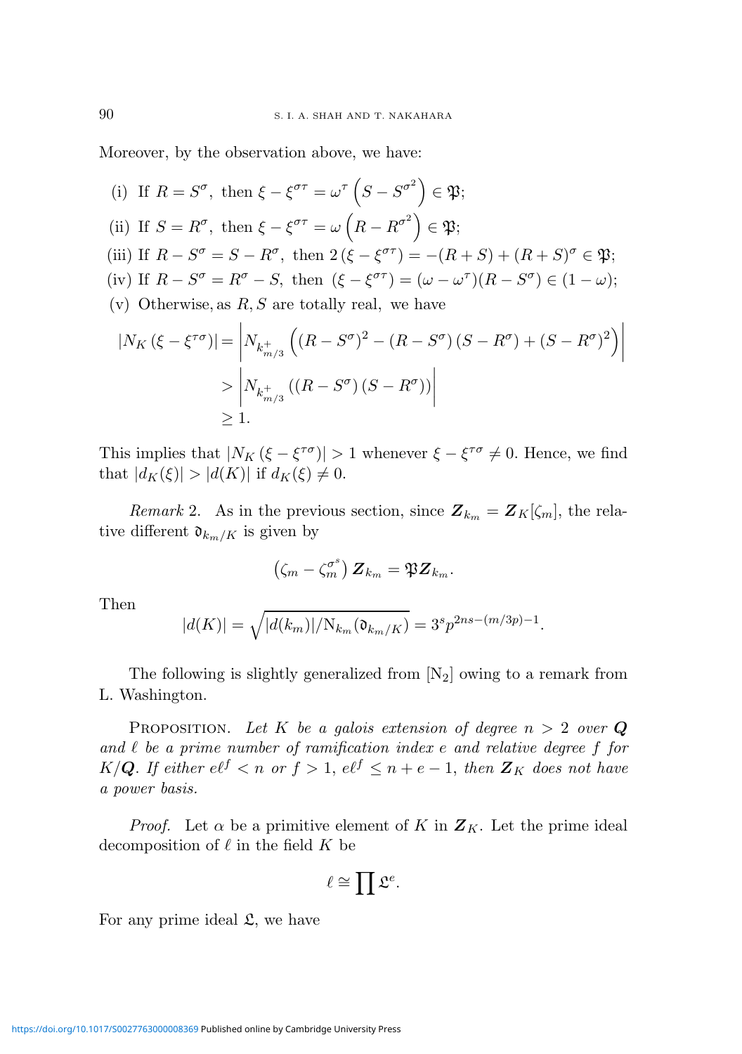Moreover, by the observation above, we have:

(i) If $R = S^{\sigma}$, then $\xi - \xi^{\sigma\tau} = \omega^{\tau}\left(S - S^{\sigma^2}\right) \in \mathfrak{P}$;

(ii) If $S = R^{\sigma}$, then $\xi - \xi^{\sigma\tau} = \omega\left(R - R^{\sigma^2}\right) \in \mathfrak{P}$;

(iii) If $R - S^{\sigma} = S - R^{\sigma}$, then $2\left(\xi - \xi^{\sigma\tau}\right) = -(R+S) + (R+S)^{\sigma} \in \mathfrak{P}$;

(iv) If $R - S^{\sigma} = R^{\sigma} - S$, then $\left(\xi - \xi^{\sigma\tau}\right) = (\omega - \omega^{\tau})(R - S^{\sigma}) \in (1 - \omega)$;

(v) Otherwise, as $R, S$ are totally real, we have

$$
\begin{aligned}
|N_K\left(\xi - \xi^{\tau\sigma}\right)| &= \left|N_{k^+_{m/3}}\left((R - S^{\sigma})^2 - (R - S^{\sigma})(S - R^{\sigma}) + (S - R^{\sigma})^2\right)\right| \\
&> \left|N_{k^+_{m/3}}\left((R - S^{\sigma})(S - R^{\sigma})\right)\right| \\
&\geq 1.
\end{aligned}
$$

This implies that $|N_K\left(\xi - \xi^{\tau\sigma}\right)| > 1$ whenever $\xi - \xi^{\tau\sigma} \neq 0$. Hence, we find that $|d_K(\xi)| > |d(K)|$ if $d_K(\xi) \neq 0$.

*Remark* 2. As in the previous section, since $\boldsymbol{Z}_{k_m} = \boldsymbol{Z}_K[\zeta_m]$, the relative different $\mathfrak{d}_{k_m/K}$ is given by

$$
\left(\zeta_m - \zeta_m^{\sigma^s}\right)\boldsymbol{Z}_{k_m} = \mathfrak{P}\boldsymbol{Z}_{k_m}.
$$

Then

$$
|d(K)| = \sqrt{|d(k_m)|/\mathrm{N}_{k_m}(\mathfrak{d}_{k_m/K})} = 3^s p^{2ns-(m/3p)-1}.
$$

The following is slightly generalized from [N$_2$] owing to a remark from L. Washington.

Proposition. *Let $K$ be a galois extension of degree $n > 2$ over $\boldsymbol{Q}$ and $\ell$ be a prime number of ramification index $e$ and relative degree $f$ for $K/\boldsymbol{Q}$. If either $e\ell^f < n$ or $f > 1$, $e\ell^f \leq n + e - 1$, then $\boldsymbol{Z}_K$ does not have a power basis.*

*Proof.* Let $\alpha$ be a primitive element of $K$ in $\boldsymbol{Z}_K$. Let the prime ideal decomposition of $\ell$ in the field $K$ be

$$
\ell \cong \prod \mathfrak{L}^e.
$$

For any prime ideal $\mathfrak{L}$, we have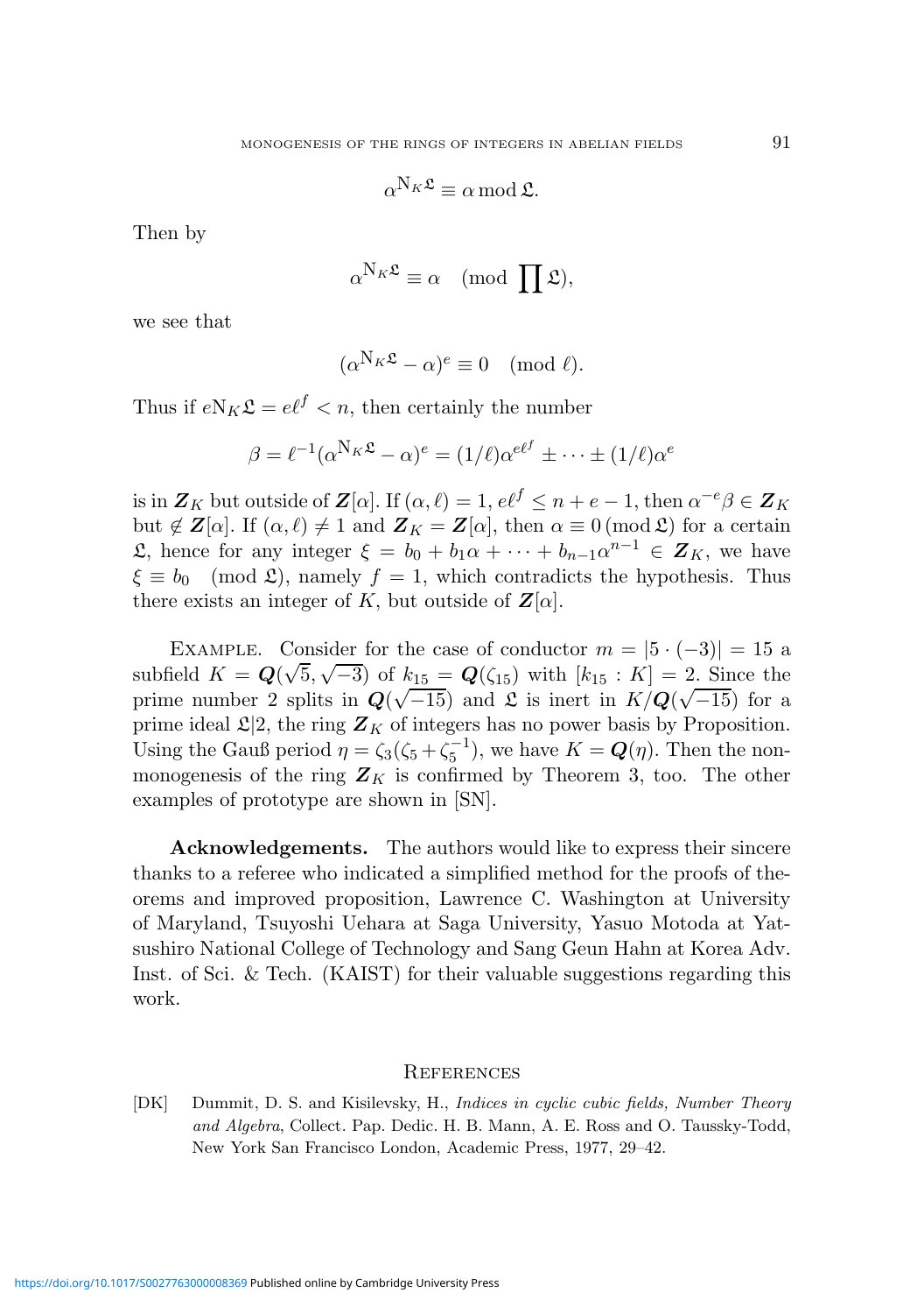$$\alpha^{\mathrm{N}_K \mathfrak{L}} \equiv \alpha \bmod \mathfrak{L}.$$

Then by

$$\alpha^{\mathrm{N}_K \mathfrak{L}} \equiv \alpha \pmod{\prod \mathfrak{L}},$$

we see that

$$(\alpha^{\mathrm{N}_K \mathfrak{L}} - \alpha)^e \equiv 0 \pmod{\ell}.$$

Thus if $e\mathrm{N}_K \mathfrak{L} = e\ell^f < n$, then certainly the number

$$\beta = \ell^{-1}(\alpha^{\mathrm{N}_K \mathfrak{L}} - \alpha)^e = (1/\ell)\alpha^{e\ell^f} \pm \cdots \pm (1/\ell)\alpha^e$$

is in $\boldsymbol{Z}_K$ but outside of $\boldsymbol{Z}[\alpha]$. If $(\alpha, \ell) = 1$, $e\ell^f \leq n + e - 1$, then $\alpha^{-e}\beta \in \boldsymbol{Z}_K$ but $\notin \boldsymbol{Z}[\alpha]$. If $(\alpha, \ell) \neq 1$ and $\boldsymbol{Z}_K = \boldsymbol{Z}[\alpha]$, then $\alpha \equiv 0 \,(\bmod\, \mathfrak{L})$ for a certain $\mathfrak{L}$, hence for any integer $\xi = b_0 + b_1\alpha + \cdots + b_{n-1}\alpha^{n-1} \in \boldsymbol{Z}_K$, we have $\xi \equiv b_0 \pmod{\mathfrak{L}}$, namely $f = 1$, which contradicts the hypothesis. Thus there exists an integer of $K$, but outside of $\boldsymbol{Z}[\alpha]$.

Example. Consider for the case of conductor $m = |5 \cdot (-3)| = 15$ a subfield $K = \boldsymbol{Q}(\sqrt{5}, \sqrt{-3})$ of $k_{15} = \boldsymbol{Q}(\zeta_{15})$ with $[k_{15} : K] = 2$. Since the prime number 2 splits in $\boldsymbol{Q}(\sqrt{-15})$ and $\mathfrak{L}$ is inert in $K/\boldsymbol{Q}(\sqrt{-15})$ for a prime ideal $\mathfrak{L}|2$, the ring $\boldsymbol{Z}_K$ of integers has no power basis by Proposition. Using the Gauß period $\eta = \zeta_3(\zeta_5 + \zeta_5^{-1})$, we have $K = \boldsymbol{Q}(\eta)$. Then the non-monogenesis of the ring $\boldsymbol{Z}_K$ is confirmed by Theorem 3, too. The other examples of prototype are shown in [SN].

**Acknowledgements.** The authors would like to express their sincere thanks to a referee who indicated a simplified method for the proofs of theorems and improved proposition, Lawrence C. Washington at University of Maryland, Tsuyoshi Uehara at Saga University, Yasuo Motoda at Yatsushiro National College of Technology and Sang Geun Hahn at Korea Adv. Inst. of Sci. & Tech. (KAIST) for their valuable suggestions regarding this work.

## References

[DK] Dummit, D. S. and Kisilevsky, H., *Indices in cyclic cubic fields, Number Theory and Algebra*, Collect. Pap. Dedic. H. B. Mann, A. E. Ross and O. Taussky-Todd, New York San Francisco London, Academic Press, 1977, 29–42.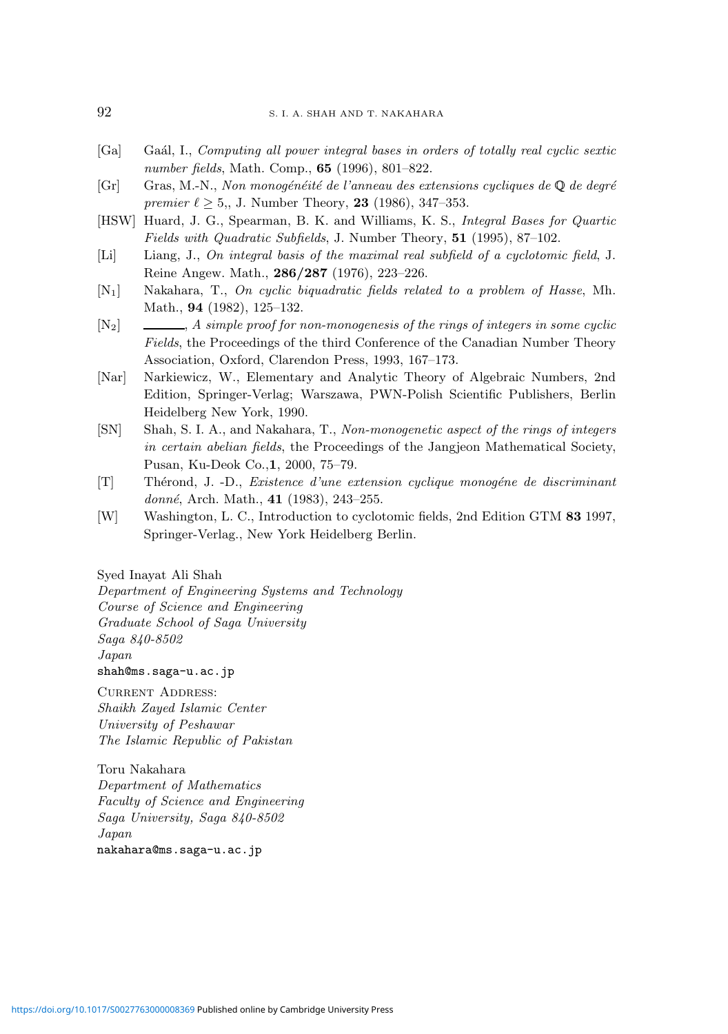[Ga] Gaál, I., *Computing all power integral bases in orders of totally real cyclic sextic number fields*, Math. Comp., **65** (1996), 801–822.

[Gr] Gras, M.-N., *Non monogénéité de l'anneau des extensions cycliques de $\mathbb{Q}$ de degré premier $\ell \geq 5$,*, J. Number Theory, **23** (1986), 347–353.

[HSW] Huard, J. G., Spearman, B. K. and Williams, K. S., *Integral Bases for Quartic Fields with Quadratic Subfields*, J. Number Theory, **51** (1995), 87–102.

[Li] Liang, J., *On integral basis of the maximal real subfield of a cyclotomic field*, J. Reine Angew. Math., **286/287** (1976), 223–226.

[N$_1$] Nakahara, T., *On cyclic biquadratic fields related to a problem of Hasse*, Mh. Math., **94** (1982), 125–132.

[N$_2$] ———, *A simple proof for non-monogenesis of the rings of integers in some cyclic Fields*, the Proceedings of the third Conference of the Canadian Number Theory Association, Oxford, Clarendon Press, 1993, 167–173.

[Nar] Narkiewicz, W., Elementary and Analytic Theory of Algebraic Numbers, 2nd Edition, Springer-Verlag; Warszawa, PWN-Polish Scientific Publishers, Berlin Heidelberg New York, 1990.

[SN] Shah, S. I. A., and Nakahara, T., *Non-monogenetic aspect of the rings of integers in certain abelian fields*, the Proceedings of the Jangjeon Mathematical Society, Pusan, Ku-Deok Co.,**1**, 2000, 75–79.

[T] Thérond, J. -D., *Existence d'une extension cyclique monogéne de discriminant donné*, Arch. Math., **41** (1983), 243–255.

[W] Washington, L. C., Introduction to cyclotomic fields, 2nd Edition GTM **83** 1997, Springer-Verlag., New York Heidelberg Berlin.

Syed Inayat Ali Shah
*Department of Engineering Systems and Technology*
*Course of Science and Engineering*
*Graduate School of Saga University*
*Saga 840-8502*
*Japan*
shah@ms.saga-u.ac.jp

Current Address:
*Shaikh Zayed Islamic Center*
*University of Peshawar*
*The Islamic Republic of Pakistan*

Toru Nakahara
*Department of Mathematics*
*Faculty of Science and Engineering*
*Saga University, Saga 840-8502*
*Japan*
nakahara@ms.saga-u.ac.jp